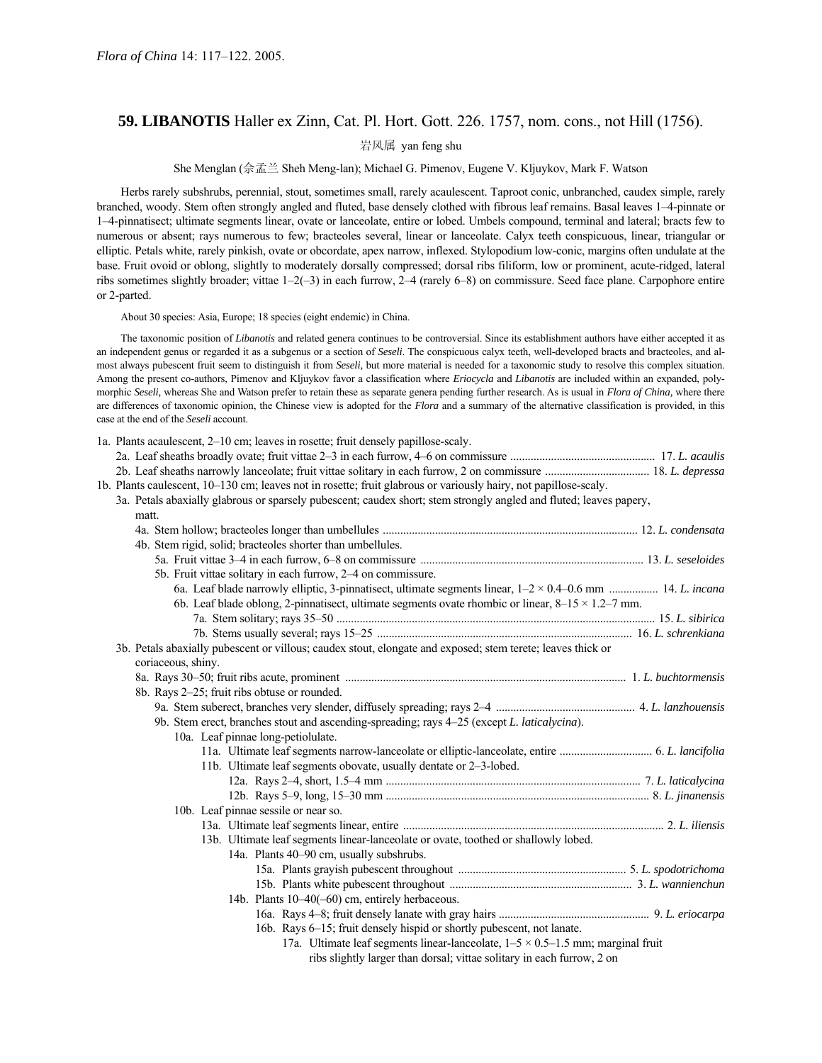*Flora of China* 14: 117–122. 2005.

## 59. LIBANOTIS Haller ex Zinn, Cat. Pl. Hort. Gott. 226. 1757, nom. cons., not Hill (1756).

岩风属 yan feng shu

She Menglan (佘孟兰 Sheh Meng-lan); Michael G. Pimenov, Eugene V. Kljuykov, Mark F. Watson

Herbs rarely subshrubs, perennial, stout, sometimes small, rarely acaulescent. Taproot conic, unbranched, caudex simple, rarely branched, woody. Stem often strongly angled and fluted, base densely clothed with fibrous leaf remains. Basal leaves 1–4-pinnate or 1–4-pinnatisect; ultimate segments linear, ovate or lanceolate, entire or lobed. Umbels compound, terminal and lateral; bracts few to numerous or absent; rays numerous to few; bracteoles several, linear or lanceolate. Calyx teeth conspicuous, linear, triangular or elliptic. Petals white, rarely pinkish, ovate or obcordate, apex narrow, inflexed. Stylopodium low-conic, margins often undulate at the base. Fruit ovoid or oblong, slightly to moderately dorsally compressed; dorsal ribs filiform, low or prominent, acute-ridged, lateral ribs sometimes slightly broader; vittae 1–2(–3) in each furrow, 2–4 (rarely 6–8) on commissure. Seed face plane. Carpophore entire or 2-parted.

About 30 species: Asia, Europe; 18 species (eight endemic) in China.

The taxonomic position of *Libanotis* and related genera continues to be controversial. Since its establishment authors have either accepted it as an independent genus or regarded it as a subgenus or a section of *Seseli*. The conspicuous calyx teeth, well-developed bracts and bracteoles, and almost always pubescent fruit seem to distinguish it from *Seseli,* but more material is needed for a taxonomic study to resolve this complex situation. Among the present co-authors, Pimenov and Kljuykov favor a classification where *Eriocycla* and *Libanotis* are included within an expanded, polymorphic *Seseli,* whereas She and Watson prefer to retain these as separate genera pending further research. As is usual in *Flora of China,* where there are differences of taxonomic opinion, the Chinese view is adopted for the *Flora* and a summary of the alternative classification is provided, in this case at the end of the *Seseli* account.

1a. Plants acaulescent, 2–10 cm; leaves in rosette; fruit densely papillose-scaly.
- 2a. Leaf sheaths broadly ovate; fruit vittae 2–3 in each furrow, 4–6 on commissure ..... 17. *L. acaulis*
- 2b. Leaf sheaths narrowly lanceolate; fruit vittae solitary in each furrow, 2 on commissure ..... 18. *L. depressa*

1b. Plants caulescent, 10–130 cm; leaves not in rosette; fruit glabrous or variously hairy, not papillose-scaly.
- 3a. Petals abaxially glabrous or sparsely pubescent; caudex short; stem strongly angled and fluted; leaves papery, matt.
  - 4a. Stem hollow; bracteoles longer than umbellules ..... 12. *L. condensata*
  - 4b. Stem rigid, solid; bracteoles shorter than umbellules.
    - 5a. Fruit vittae 3–4 in each furrow, 6–8 on commissure ..... 13. *L. seseloides*
    - 5b. Fruit vittae solitary in each furrow, 2–4 on commissure.
      - 6a. Leaf blade narrowly elliptic, 3-pinnatisect, ultimate segments linear, 1–2 × 0.4–0.6 mm ..... 14. *L. incana*
      - 6b. Leaf blade oblong, 2-pinnatisect, ultimate segments ovate rhombic or linear, 8–15 × 1.2–7 mm.
        - 7a. Stem solitary; rays 35–50 ..... 15. *L. sibirica*
        - 7b. Stems usually several; rays 15–25 ..... 16. *L. schrenkiana*
- 3b. Petals abaxially pubescent or villous; caudex stout, elongate and exposed; stem terete; leaves thick or coriaceous, shiny.
  - 8a. Rays 30–50; fruit ribs acute, prominent ..... 1. *L. buchtormensis*
  - 8b. Rays 2–25; fruit ribs obtuse or rounded.
    - 9a. Stem suberect, branches very slender, diffusely spreading; rays 2–4 ..... 4. *L. lanzhouensis*
    - 9b. Stem erect, branches stout and ascending-spreading; rays 4–25 (except *L. laticalycina*).
      - 10a. Leaf pinnae long-petiolulate.
        - 11a. Ultimate leaf segments narrow-lanceolate or elliptic-lanceolate, entire ..... 6. *L. lancifolia*
        - 11b. Ultimate leaf segments obovate, usually dentate or 2–3-lobed.
          - 12a. Rays 2–4, short, 1.5–4 mm ..... 7. *L. laticalycina*
          - 12b. Rays 5–9, long, 15–30 mm ..... 8. *L. jinanensis*
      - 10b. Leaf pinnae sessile or near so.
        - 13a. Ultimate leaf segments linear, entire ..... 2. *L. iliensis*
        - 13b. Ultimate leaf segments linear-lanceolate or ovate, toothed or shallowly lobed.
          - 14a. Plants 40–90 cm, usually subshrubs.
            - 15a. Plants grayish pubescent throughout ..... 5. *L. spodotrichoma*
            - 15b. Plants white pubescent throughout ..... 3. *L. wannienchun*
          - 14b. Plants 10–40(–60) cm, entirely herbaceous.
            - 16a. Rays 4–8; fruit densely lanate with gray hairs ..... 9. *L. eriocarpa*
            - 16b. Rays 6–15; fruit densely hispid or shortly pubescent, not lanate.
              - 17a. Ultimate leaf segments linear-lanceolate, 1–5 × 0.5–1.5 mm; marginal fruit ribs slightly larger than dorsal; vittae solitary in each furrow, 2 on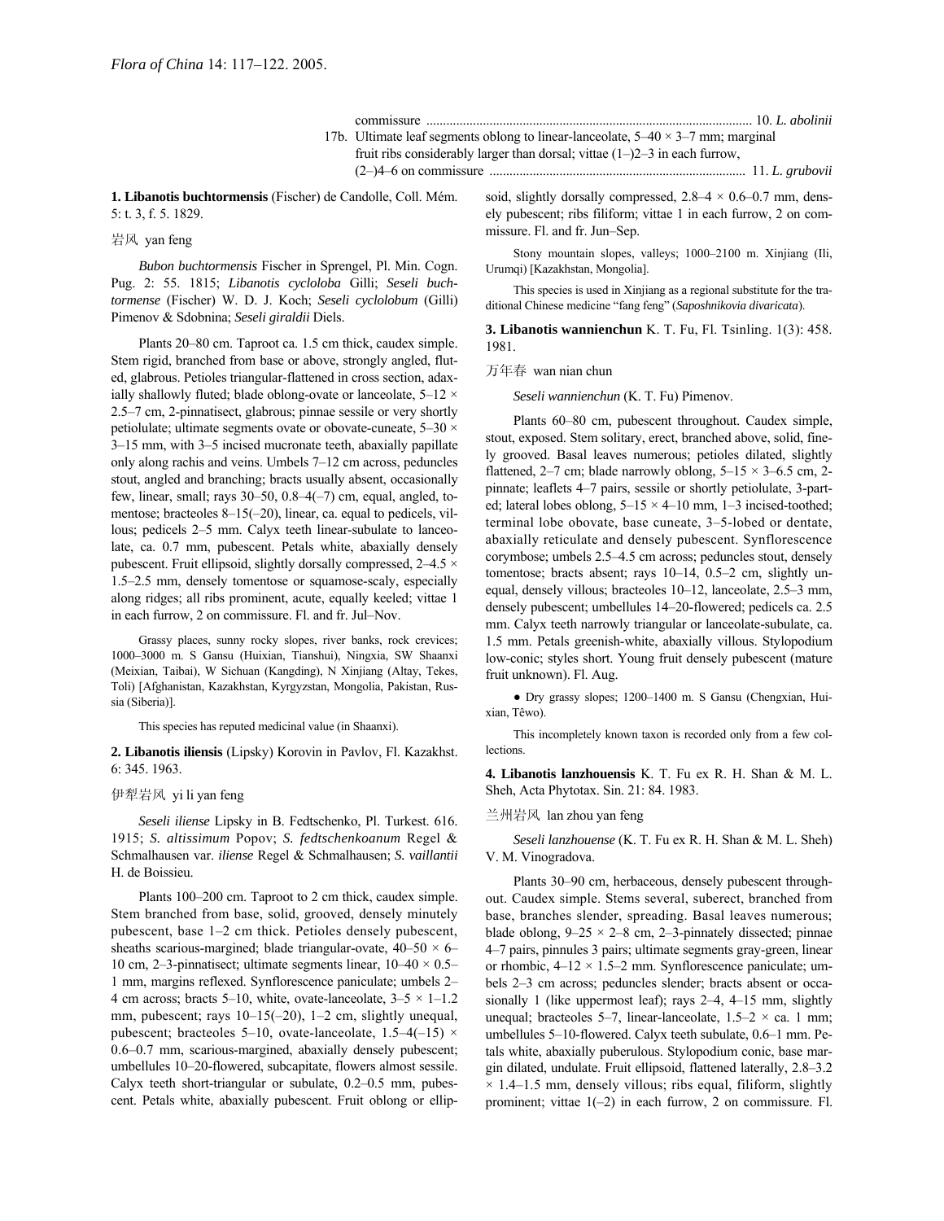commissure ................................................................................................ 10. *L. abolinii*

17b. Ultimate leaf segments oblong to linear-lanceolate, 5–40 × 3–7 mm; marginal fruit ribs considerably larger than dorsal; vittae (1–)2–3 in each furrow, (2–)4–6 on commissure ........................................................................... 11. *L. grubovii*

**1. Libanotis buchtormensis** (Fischer) de Candolle, Coll. Mém. 5: t. 3, f. 5. 1829.

岩风 yan feng

*Bubon buchtormensis* Fischer in Sprengel, Pl. Min. Cogn. Pug. 2: 55. 1815; *Libanotis cycloloba* Gilli; *Seseli buchtormense* (Fischer) W. D. J. Koch; *Seseli cyclolobum* (Gilli) Pimenov & Sdobnina; *Seseli giraldii* Diels.

Plants 20–80 cm. Taproot ca. 1.5 cm thick, caudex simple. Stem rigid, branched from base or above, strongly angled, fluted, glabrous. Petioles triangular-flattened in cross section, adaxially shallowly fluted; blade oblong-ovate or lanceolate, 5–12 × 2.5–7 cm, 2-pinnatisect, glabrous; pinnae sessile or very shortly petiolulate; ultimate segments ovate or obovate-cuneate, 5–30 × 3–15 mm, with 3–5 incised mucronate teeth, abaxially papillate only along rachis and veins. Umbels 7–12 cm across, peduncles stout, angled and branching; bracts usually absent, occasionally few, linear, small; rays 30–50, 0.8–4(–7) cm, equal, angled, tomentose; bracteoles 8–15(–20), linear, ca. equal to pedicels, villous; pedicels 2–5 mm. Calyx teeth linear-subulate to lanceolate, ca. 0.7 mm, pubescent. Petals white, abaxially densely pubescent. Fruit ellipsoid, slightly dorsally compressed, 2–4.5 × 1.5–2.5 mm, densely tomentose or squamose-scaly, especially along ridges; all ribs prominent, acute, equally keeled; vittae 1 in each furrow, 2 on commissure. Fl. and fr. Jul–Nov.

Grassy places, sunny rocky slopes, river banks, rock crevices; 1000–3000 m. S Gansu (Huixian, Tianshui), Ningxia, SW Shaanxi (Meixian, Taibai), W Sichuan (Kangding), N Xinjiang (Altay, Tekes, Toli) [Afghanistan, Kazakhstan, Kyrgyzstan, Mongolia, Pakistan, Russia (Siberia)].

This species has reputed medicinal value (in Shaanxi).

**2. Libanotis iliensis** (Lipsky) Korovin in Pavlov, Fl. Kazakhst. 6: 345. 1963.

伊犁岩风 yi li yan feng

*Seseli iliense* Lipsky in B. Fedtschenko, Pl. Turkest. 616. 1915; *S. altissimum* Popov; *S. fedtschenkoanum* Regel & Schmalhausen var. *iliense* Regel & Schmalhausen; *S. vaillantii* H. de Boissieu.

Plants 100–200 cm. Taproot to 2 cm thick, caudex simple. Stem branched from base, solid, grooved, densely minutely pubescent, base 1–2 cm thick. Petioles densely pubescent, sheaths scarious-margined; blade triangular-ovate, 40–50 × 6–10 cm, 2–3-pinnatisect; ultimate segments linear, 10–40 × 0.5–1 mm, margins reflexed. Synflorescence paniculate; umbels 2–4 cm across; bracts 5–10, white, ovate-lanceolate, 3–5 × 1–1.2 mm, pubescent; rays 10–15(–20), 1–2 cm, slightly unequal, pubescent; bracteoles 5–10, ovate-lanceolate, 1.5–4(–15) × 0.6–0.7 mm, scarious-margined, abaxially densely pubescent; umbellules 10–20-flowered, subcapitate, flowers almost sessile. Calyx teeth short-triangular or subulate, 0.2–0.5 mm, pubescent. Petals white, abaxially pubescent. Fruit oblong or ellipsoid, slightly dorsally compressed, 2.8–4 × 0.6–0.7 mm, densely pubescent; ribs filiform; vittae 1 in each furrow, 2 on commissure. Fl. and fr. Jun–Sep.

Stony mountain slopes, valleys; 1000–2100 m. Xinjiang (Ili, Urumqi) [Kazakhstan, Mongolia].

This species is used in Xinjiang as a regional substitute for the traditional Chinese medicine "fang feng" (*Saposhnikovia divaricata*).

**3. Libanotis wannienchun** K. T. Fu, Fl. Tsinling. 1(3): 458. 1981.

万年春 wan nian chun

*Seseli wannienchun* (K. T. Fu) Pimenov.

Plants 60–80 cm, pubescent throughout. Caudex simple, stout, exposed. Stem solitary, erect, branched above, solid, finely grooved. Basal leaves numerous; petioles dilated, slightly flattened, 2–7 cm; blade narrowly oblong, 5–15 × 3–6.5 cm, 2-pinnate; leaflets 4–7 pairs, sessile or shortly petiolulate, 3-parted; lateral lobes oblong, 5–15 × 4–10 mm, 1–3 incised-toothed; terminal lobe obovate, base cuneate, 3–5-lobed or dentate, abaxially reticulate and densely pubescent. Synflorescence corymbose; umbels 2.5–4.5 cm across; peduncles stout, densely tomentose; bracts absent; rays 10–14, 0.5–2 cm, slightly unequal, densely villous; bracteoles 10–12, lanceolate, 2.5–3 mm, densely pubescent; umbellules 14–20-flowered; pedicels ca. 2.5 mm. Calyx teeth narrowly triangular or lanceolate-subulate, ca. 1.5 mm. Petals greenish-white, abaxially villous. Stylopodium low-conic; styles short. Young fruit densely pubescent (mature fruit unknown). Fl. Aug.

● Dry grassy slopes; 1200–1400 m. S Gansu (Chengxian, Huixian, Têwo).

This incompletely known taxon is recorded only from a few collections.

**4. Libanotis lanzhouensis** K. T. Fu ex R. H. Shan & M. L. Sheh, Acta Phytotax. Sin. 21: 84. 1983.

兰州岩风 lan zhou yan feng

*Seseli lanzhouense* (K. T. Fu ex R. H. Shan & M. L. Sheh) V. M. Vinogradova.

Plants 30–90 cm, herbaceous, densely pubescent throughout. Caudex simple. Stems several, suberect, branched from base, branches slender, spreading. Basal leaves numerous; blade oblong, 9–25 × 2–8 cm, 2–3-pinnately dissected; pinnae 4–7 pairs, pinnules 3 pairs; ultimate segments gray-green, linear or rhombic, 4–12 × 1.5–2 mm. Synflorescence paniculate; umbels 2–3 cm across; peduncles slender; bracts absent or occasionally 1 (like uppermost leaf); rays 2–4, 4–15 mm, slightly unequal; bracteoles 5–7, linear-lanceolate, 1.5–2 × ca. 1 mm; umbellules 5–10-flowered. Calyx teeth subulate, 0.6–1 mm. Petals white, abaxially puberulous. Stylopodium conic, base margin dilated, undulate. Fruit ellipsoid, flattened laterally, 2.8–3.2 × 1.4–1.5 mm, densely villous; ribs equal, filiform, slightly prominent; vittae 1(–2) in each furrow, 2 on commissure. Fl.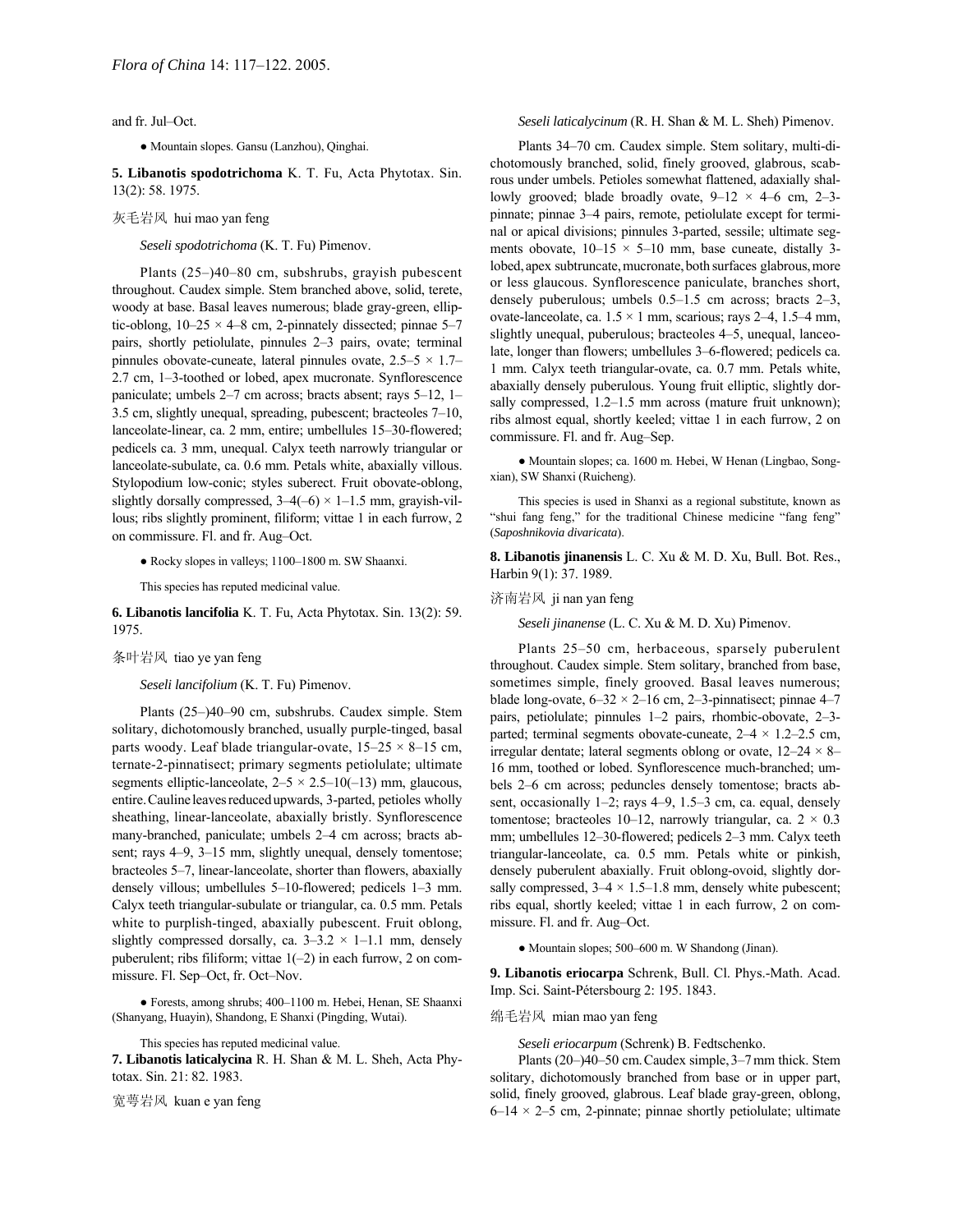and fr. Jul–Oct.

● Mountain slopes. Gansu (Lanzhou), Qinghai.

**5. Libanotis spodotrichoma** K. T. Fu, Acta Phytotax. Sin. 13(2): 58. 1975.

灰毛岩风 hui mao yan feng

*Seseli spodotrichoma* (K. T. Fu) Pimenov.

Plants (25–)40–80 cm, subshrubs, grayish pubescent throughout. Caudex simple. Stem branched above, solid, terete, woody at base. Basal leaves numerous; blade gray-green, elliptic-oblong, 10–25 × 4–8 cm, 2-pinnately dissected; pinnae 5–7 pairs, shortly petiolulate, pinnules 2–3 pairs, ovate; terminal pinnules obovate-cuneate, lateral pinnules ovate, 2.5–5 × 1.7–2.7 cm, 1–3-toothed or lobed, apex mucronate. Synflorescence paniculate; umbels 2–7 cm across; bracts absent; rays 5–12, 1–3.5 cm, slightly unequal, spreading, pubescent; bracteoles 7–10, lanceolate-linear, ca. 2 mm, entire; umbellules 15–30-flowered; pedicels ca. 3 mm, unequal. Calyx teeth narrowly triangular or lanceolate-subulate, ca. 0.6 mm. Petals white, abaxially villous. Stylopodium low-conic; styles suberect. Fruit obovate-oblong, slightly dorsally compressed, 3–4(–6) × 1–1.5 mm, grayish-villous; ribs slightly prominent, filiform; vittae 1 in each furrow, 2 on commissure. Fl. and fr. Aug–Oct.

● Rocky slopes in valleys; 1100–1800 m. SW Shaanxi.

This species has reputed medicinal value.

**6. Libanotis lancifolia** K. T. Fu, Acta Phytotax. Sin. 13(2): 59. 1975.

条叶岩风 tiao ye yan feng

*Seseli lancifolium* (K. T. Fu) Pimenov.

Plants (25–)40–90 cm, subshrubs. Caudex simple. Stem solitary, dichotomously branched, usually purple-tinged, basal parts woody. Leaf blade triangular-ovate, 15–25 × 8–15 cm, ternate-2-pinnatisect; primary segments petiolulate; ultimate segments elliptic-lanceolate, 2–5 × 2.5–10(–13) mm, glaucous, entire. Cauline leaves reduced upwards, 3-parted, petioles wholly sheathing, linear-lanceolate, abaxially bristly. Synflorescence many-branched, paniculate; umbels 2–4 cm across; bracts absent; rays 4–9, 3–15 mm, slightly unequal, densely tomentose; bracteoles 5–7, linear-lanceolate, shorter than flowers, abaxially densely villous; umbellules 5–10-flowered; pedicels 1–3 mm. Calyx teeth triangular-subulate or triangular, ca. 0.5 mm. Petals white to purplish-tinged, abaxially pubescent. Fruit oblong, slightly compressed dorsally, ca. 3–3.2 × 1–1.1 mm, densely puberulent; ribs filiform; vittae 1(–2) in each furrow, 2 on commissure. Fl. Sep–Oct, fr. Oct–Nov.

● Forests, among shrubs; 400–1100 m. Hebei, Henan, SE Shaanxi (Shanyang, Huayin), Shandong, E Shanxi (Pingding, Wutai).

This species has reputed medicinal value.

**7. Libanotis laticalycina** R. H. Shan & M. L. Sheh, Acta Phytotax. Sin. 21: 82. 1983.

宽萼岩风 kuan e yan feng

*Seseli laticalycinum* (R. H. Shan & M. L. Sheh) Pimenov.

Plants 34–70 cm. Caudex simple. Stem solitary, multi-dichotomously branched, solid, finely grooved, glabrous, scabrous under umbels. Petioles somewhat flattened, adaxially shallowly grooved; blade broadly ovate, 9–12 × 4–6 cm, 2–3-pinnate; pinnae 3–4 pairs, remote, petiolulate except for terminal or apical divisions; pinnules 3-parted, sessile; ultimate segments obovate, 10–15 × 5–10 mm, base cuneate, distally 3-lobed, apex subtruncate, mucronate, both surfaces glabrous, more or less glaucous. Synflorescence paniculate, branches short, densely puberulous; umbels 0.5–1.5 cm across; bracts 2–3, ovate-lanceolate, ca. 1.5 × 1 mm, scarious; rays 2–4, 1.5–4 mm, slightly unequal, puberulous; bracteoles 4–5, unequal, lanceolate, longer than flowers; umbellules 3–6-flowered; pedicels ca. 1 mm. Calyx teeth triangular-ovate, ca. 0.7 mm. Petals white, abaxially densely puberulous. Young fruit elliptic, slightly dorsally compressed, 1.2–1.5 mm across (mature fruit unknown); ribs almost equal, shortly keeled; vittae 1 in each furrow, 2 on commissure. Fl. and fr. Aug–Sep.

● Mountain slopes; ca. 1600 m. Hebei, W Henan (Lingbao, Songxian), SW Shanxi (Ruicheng).

This species is used in Shanxi as a regional substitute, known as "shui fang feng," for the traditional Chinese medicine "fang feng" (*Saposhnikovia divaricata*).

**8. Libanotis jinanensis** L. C. Xu & M. D. Xu, Bull. Bot. Res., Harbin 9(1): 37. 1989.

济南岩风 ji nan yan feng

*Seseli jinanense* (L. C. Xu & M. D. Xu) Pimenov.

Plants 25–50 cm, herbaceous, sparsely puberulent throughout. Caudex simple. Stem solitary, branched from base, sometimes simple, finely grooved. Basal leaves numerous; blade long-ovate, 6–32 × 2–16 cm, 2–3-pinnatisect; pinnae 4–7 pairs, petiolulate; pinnules 1–2 pairs, rhombic-obovate, 2–3-parted; terminal segments obovate-cuneate, 2–4 × 1.2–2.5 cm, irregular dentate; lateral segments oblong or ovate, 12–24 × 8–16 mm, toothed or lobed. Synflorescence much-branched; umbels 2–6 cm across; peduncles densely tomentose; bracts absent, occasionally 1–2; rays 4–9, 1.5–3 cm, ca. equal, densely tomentose; bracteoles 10–12, narrowly triangular, ca. 2 × 0.3 mm; umbellules 12–30-flowered; pedicels 2–3 mm. Calyx teeth triangular-lanceolate, ca. 0.5 mm. Petals white or pinkish, densely puberulent abaxially. Fruit oblong-ovoid, slightly dorsally compressed, 3–4 × 1.5–1.8 mm, densely white pubescent; ribs equal, shortly keeled; vittae 1 in each furrow, 2 on commissure. Fl. and fr. Aug–Oct.

● Mountain slopes; 500–600 m. W Shandong (Jinan).

**9. Libanotis eriocarpa** Schrenk, Bull. Cl. Phys.-Math. Acad. Imp. Sci. Saint-Pétersbourg 2: 195. 1843.

绵毛岩风 mian mao yan feng

*Seseli eriocarpum* (Schrenk) B. Fedtschenko.

Plants (20–)40–50 cm. Caudex simple, 3–7 mm thick. Stem solitary, dichotomously branched from base or in upper part, solid, finely grooved, glabrous. Leaf blade gray-green, oblong, 6–14 × 2–5 cm, 2-pinnate; pinnae shortly petiolulate; ultimate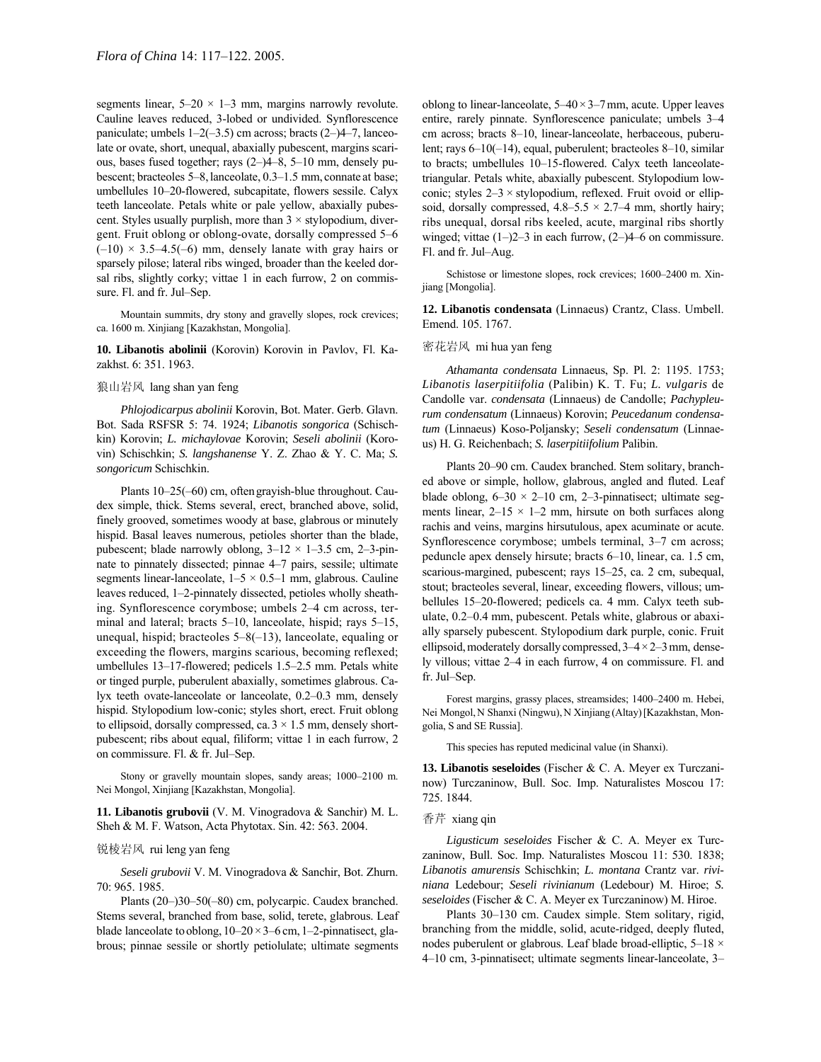segments linear, 5–20 × 1–3 mm, margins narrowly revolute. Cauline leaves reduced, 3-lobed or undivided. Synflorescence paniculate; umbels 1–2(–3.5) cm across; bracts (2–)4–7, lanceolate or ovate, short, unequal, abaxially pubescent, margins scarious, bases fused together; rays (2–)4–8, 5–10 mm, densely pubescent; bracteoles 5–8, lanceolate, 0.3–1.5 mm, connate at base; umbellules 10–20-flowered, subcapitate, flowers sessile. Calyx teeth lanceolate. Petals white or pale yellow, abaxially pubescent. Styles usually purplish, more than 3 × stylopodium, divergent. Fruit oblong or oblong-ovate, dorsally compressed 5–6 (–10) × 3.5–4.5(–6) mm, densely lanate with gray hairs or sparsely pilose; lateral ribs winged, broader than the keeled dorsal ribs, slightly corky; vittae 1 in each furrow, 2 on commissure. Fl. and fr. Jul–Sep.

Mountain summits, dry stony and gravelly slopes, rock crevices; ca. 1600 m. Xinjiang [Kazakhstan, Mongolia].

**10. Libanotis abolinii** (Korovin) Korovin in Pavlov, Fl. Kazakhst. 6: 351. 1963.

狼山岩风 lang shan yan feng

*Phlojodicarpus abolinii* Korovin, Bot. Mater. Gerb. Glavn. Bot. Sada RSFSR 5: 74. 1924; *Libanotis songorica* (Schischkin) Korovin; *L. michaylovae* Korovin; *Seseli abolinii* (Korovin) Schischkin; *S. langshanense* Y. Z. Zhao & Y. C. Ma; *S. songoricum* Schischkin.

Plants 10–25(–60) cm, often grayish-blue throughout. Caudex simple, thick. Stems several, erect, branched above, solid, finely grooved, sometimes woody at base, glabrous or minutely hispid. Basal leaves numerous, petioles shorter than the blade, pubescent; blade narrowly oblong, 3–12 × 1–3.5 cm, 2–3-pinnate to pinnately dissected; pinnae 4–7 pairs, sessile; ultimate segments linear-lanceolate, 1–5 × 0.5–1 mm, glabrous. Cauline leaves reduced, 1–2-pinnately dissected, petioles wholly sheathing. Synflorescence corymbose; umbels 2–4 cm across, terminal and lateral; bracts 5–10, lanceolate, hispid; rays 5–15, unequal, hispid; bracteoles 5–8(–13), lanceolate, equaling or exceeding the flowers, margins scarious, becoming reflexed; umbellules 13–17-flowered; pedicels 1.5–2.5 mm. Petals white or tinged purple, puberulent abaxially, sometimes glabrous. Calyx teeth ovate-lanceolate or lanceolate, 0.2–0.3 mm, densely hispid. Stylopodium low-conic; styles short, erect. Fruit oblong to ellipsoid, dorsally compressed, ca. 3 × 1.5 mm, densely short-pubescent; ribs about equal, filiform; vittae 1 in each furrow, 2 on commissure. Fl. & fr. Jul–Sep.

Stony or gravelly mountain slopes, sandy areas; 1000–2100 m. Nei Mongol, Xinjiang [Kazakhstan, Mongolia].

**11. Libanotis grubovii** (V. M. Vinogradova & Sanchir) M. L. Sheh & M. F. Watson, Acta Phytotax. Sin. 42: 563. 2004.

锐棱岩风 rui leng yan feng

*Seseli grubovii* V. M. Vinogradova & Sanchir, Bot. Zhurn. 70: 965. 1985.

Plants (20–)30–50(–80) cm, polycarpic. Caudex branched. Stems several, branched from base, solid, terete, glabrous. Leaf blade lanceolate to oblong, 10–20 × 3–6 cm, 1–2-pinnatisect, glabrous; pinnae sessile or shortly petiolulate; ultimate segments oblong to linear-lanceolate, 5–40 × 3–7 mm, acute. Upper leaves entire, rarely pinnate. Synflorescence paniculate; umbels 3–4 cm across; bracts 8–10, linear-lanceolate, herbaceous, puberulent; rays 6–10(–14), equal, puberulent; bracteoles 8–10, similar to bracts; umbellules 10–15-flowered. Calyx teeth lanceolate-triangular. Petals white, abaxially pubescent. Stylopodium low-conic; styles 2–3 × stylopodium, reflexed. Fruit ovoid or ellipsoid, dorsally compressed, 4.8–5.5 × 2.7–4 mm, shortly hairy; ribs unequal, dorsal ribs keeled, acute, marginal ribs shortly winged; vittae (1–)2–3 in each furrow, (2–)4–6 on commissure. Fl. and fr. Jul–Aug.

Schistose or limestone slopes, rock crevices; 1600–2400 m. Xinjiang [Mongolia].

**12. Libanotis condensata** (Linnaeus) Crantz, Class. Umbell. Emend. 105. 1767.

密花岩风 mi hua yan feng

*Athamanta condensata* Linnaeus, Sp. Pl. 2: 1195. 1753; *Libanotis laserpitiifolia* (Palibin) K. T. Fu; *L. vulgaris* de Candolle var. *condensata* (Linnaeus) de Candolle; *Pachypleurum condensatum* (Linnaeus) Korovin; *Peucedanum condensatum* (Linnaeus) Koso-Poljansky; *Seseli condensatum* (Linnaeus) H. G. Reichenbach; *S. laserpitiifolium* Palibin.

Plants 20–90 cm. Caudex branched. Stem solitary, branched above or simple, hollow, glabrous, angled and fluted. Leaf blade oblong, 6–30 × 2–10 cm, 2–3-pinnatisect; ultimate segments linear, 2–15 × 1–2 mm, hirsute on both surfaces along rachis and veins, margins hirsutulous, apex acuminate or acute. Synflorescence corymbose; umbels terminal, 3–7 cm across; peduncle apex densely hirsute; bracts 6–10, linear, ca. 1.5 cm, scarious-margined, pubescent; rays 15–25, ca. 2 cm, subequal, stout; bracteoles several, linear, exceeding flowers, villous; umbellules 15–20-flowered; pedicels ca. 4 mm. Calyx teeth subulate, 0.2–0.4 mm, pubescent. Petals white, glabrous or abaxially sparsely pubescent. Stylopodium dark purple, conic. Fruit ellipsoid, moderately dorsally compressed, 3–4 × 2–3 mm, densely villous; vittae 2–4 in each furrow, 4 on commissure. Fl. and fr. Jul–Sep.

Forest margins, grassy places, streamsides; 1400–2400 m. Hebei, Nei Mongol, N Shanxi (Ningwu), N Xinjiang (Altay) [Kazakhstan, Mongolia, S and SE Russia].

This species has reputed medicinal value (in Shanxi).

**13. Libanotis seseloides** (Fischer & C. A. Meyer ex Turczaninow) Turczaninow, Bull. Soc. Imp. Naturalistes Moscou 17: 725. 1844.

香芹 xiang qin

*Ligusticum seseloides* Fischer & C. A. Meyer ex Turczaninow, Bull. Soc. Imp. Naturalistes Moscou 11: 530. 1838; *Libanotis amurensis* Schischkin; *L. montana* Crantz var. *riviniana* Ledebour; *Seseli rivinianum* (Ledebour) M. Hiroe; *S. seseloides* (Fischer & C. A. Meyer ex Turczaninow) M. Hiroe.

Plants 30–130 cm. Caudex simple. Stem solitary, rigid, branching from the middle, solid, acute-ridged, deeply fluted, nodes puberulent or glabrous. Leaf blade broad-elliptic, 5–18 × 4–10 cm, 3-pinnatisect; ultimate segments linear-lanceolate, 3–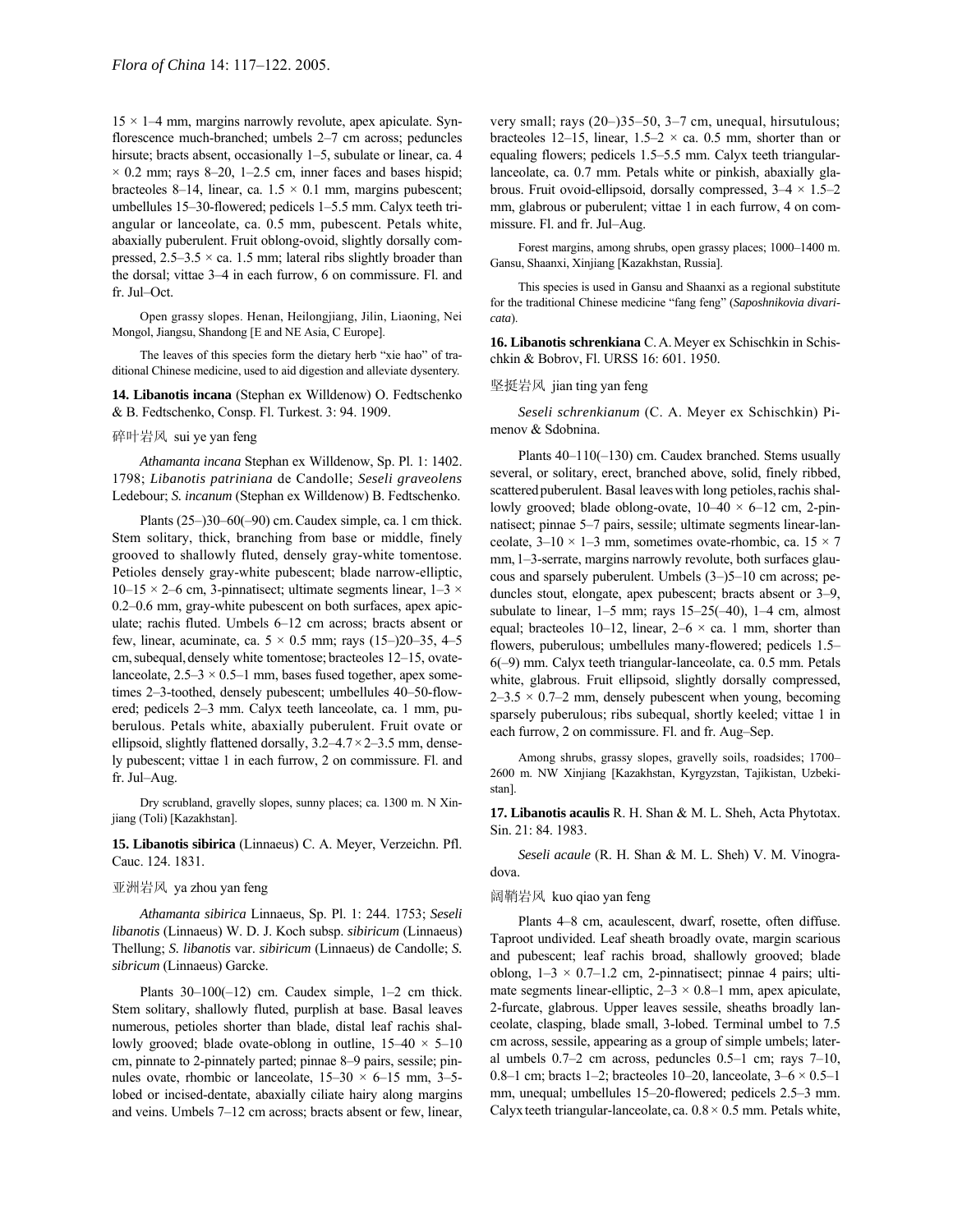15 × 1–4 mm, margins narrowly revolute, apex apiculate. Synflorescence much-branched; umbels 2–7 cm across; peduncles hirsute; bracts absent, occasionally 1–5, subulate or linear, ca. 4 × 0.2 mm; rays 8–20, 1–2.5 cm, inner faces and bases hispid; bracteoles 8–14, linear, ca. 1.5 × 0.1 mm, margins pubescent; umbellules 15–30-flowered; pedicels 1–5.5 mm. Calyx teeth triangular or lanceolate, ca. 0.5 mm, pubescent. Petals white, abaxially puberulent. Fruit oblong-ovoid, slightly dorsally compressed, 2.5–3.5 × ca. 1.5 mm; lateral ribs slightly broader than the dorsal; vittae 3–4 in each furrow, 6 on commissure. Fl. and fr. Jul–Oct.

Open grassy slopes. Henan, Heilongjiang, Jilin, Liaoning, Nei Mongol, Jiangsu, Shandong [E and NE Asia, C Europe].

The leaves of this species form the dietary herb "xie hao" of traditional Chinese medicine, used to aid digestion and alleviate dysentery.

**14. Libanotis incana** (Stephan ex Willdenow) O. Fedtschenko & B. Fedtschenko, Consp. Fl. Turkest. 3: 94. 1909.

碎叶岩风 sui ye yan feng

*Athamanta incana* Stephan ex Willdenow, Sp. Pl. 1: 1402. 1798; *Libanotis patriniana* de Candolle; *Seseli graveolens* Ledebour; *S. incanum* (Stephan ex Willdenow) B. Fedtschenko.

Plants (25–)30–60(–90) cm. Caudex simple, ca. 1 cm thick. Stem solitary, thick, branching from base or middle, finely grooved to shallowly fluted, densely gray-white tomentose. Petioles densely gray-white pubescent; blade narrow-elliptic, 10–15 × 2–6 cm, 3-pinnatisect; ultimate segments linear, 1–3 × 0.2–0.6 mm, gray-white pubescent on both surfaces, apex apiculate; rachis fluted. Umbels 6–12 cm across; bracts absent or few, linear, acuminate, ca. 5 × 0.5 mm; rays (15–)20–35, 4–5 cm, subequal, densely white tomentose; bracteoles 12–15, ovate-lanceolate, 2.5–3 × 0.5–1 mm, bases fused together, apex sometimes 2–3-toothed, densely pubescent; umbellules 40–50-flowered; pedicels 2–3 mm. Calyx teeth lanceolate, ca. 1 mm, puberulous. Petals white, abaxially puberulent. Fruit ovate or ellipsoid, slightly flattened dorsally, 3.2–4.7 × 2–3.5 mm, densely pubescent; vittae 1 in each furrow, 2 on commissure. Fl. and fr. Jul–Aug.

Dry scrubland, gravelly slopes, sunny places; ca. 1300 m. N Xinjiang (Toli) [Kazakhstan].

**15. Libanotis sibirica** (Linnaeus) C. A. Meyer, Verzeichn. Pfl. Cauc. 124. 1831.

亚洲岩风 ya zhou yan feng

*Athamanta sibirica* Linnaeus, Sp. Pl. 1: 244. 1753; *Seseli libanotis* (Linnaeus) W. D. J. Koch subsp. *sibiricum* (Linnaeus) Thellung; *S. libanotis* var. *sibiricum* (Linnaeus) de Candolle; *S. sibricum* (Linnaeus) Garcke.

Plants 30–100(–12) cm. Caudex simple, 1–2 cm thick. Stem solitary, shallowly fluted, purplish at base. Basal leaves numerous, petioles shorter than blade, distal leaf rachis shallowly grooved; blade ovate-oblong in outline, 15–40 × 5–10 cm, pinnate to 2-pinnately parted; pinnae 8–9 pairs, sessile; pinnules ovate, rhombic or lanceolate, 15–30 × 6–15 mm, 3–5-lobed or incised-dentate, abaxially ciliate hairy along margins and veins. Umbels 7–12 cm across; bracts absent or few, linear, very small; rays (20–)35–50, 3–7 cm, unequal, hirsutulous; bracteoles 12–15, linear, 1.5–2 × ca. 0.5 mm, shorter than or equaling flowers; pedicels 1.5–5.5 mm. Calyx teeth triangular-lanceolate, ca. 0.7 mm. Petals white or pinkish, abaxially glabrous. Fruit ovoid-ellipsoid, dorsally compressed, 3–4 × 1.5–2 mm, glabrous or puberulent; vittae 1 in each furrow, 4 on commissure. Fl. and fr. Jul–Aug.

Forest margins, among shrubs, open grassy places; 1000–1400 m. Gansu, Shaanxi, Xinjiang [Kazakhstan, Russia].

This species is used in Gansu and Shaanxi as a regional substitute for the traditional Chinese medicine "fang feng" (*Saposhnikovia divaricata*).

**16. Libanotis schrenkiana** C. A. Meyer ex Schischkin in Schischkin & Bobrov, Fl. URSS 16: 601. 1950.

坚挺岩风 jian ting yan feng

*Seseli schrenkianum* (C. A. Meyer ex Schischkin) Pimenov & Sdobnina.

Plants 40–110(–130) cm. Caudex branched. Stems usually several, or solitary, erect, branched above, solid, finely ribbed, scattered puberulent. Basal leaves with long petioles, rachis shallowly grooved; blade oblong-ovate, 10–40 × 6–12 cm, 2-pinnatisect; pinnae 5–7 pairs, sessile; ultimate segments linear-lanceolate, 3–10 × 1–3 mm, sometimes ovate-rhombic, ca. 15 × 7 mm, 1–3-serrate, margins narrowly revolute, both surfaces glaucous and sparsely puberulent. Umbels (3–)5–10 cm across; peduncles stout, elongate, apex pubescent; bracts absent or 3–9, subulate to linear, 1–5 mm; rays 15–25(–40), 1–4 cm, almost equal; bracteoles 10–12, linear, 2–6 × ca. 1 mm, shorter than flowers, puberulous; umbellules many-flowered; pedicels 1.5–6(–9) mm. Calyx teeth triangular-lanceolate, ca. 0.5 mm. Petals white, glabrous. Fruit ellipsoid, slightly dorsally compressed, 2–3.5 × 0.7–2 mm, densely pubescent when young, becoming sparsely puberulous; ribs subequal, shortly keeled; vittae 1 in each furrow, 2 on commissure. Fl. and fr. Aug–Sep.

Among shrubs, grassy slopes, gravelly soils, roadsides; 1700–2600 m. NW Xinjiang [Kazakhstan, Kyrgyzstan, Tajikistan, Uzbekistan].

**17. Libanotis acaulis** R. H. Shan & M. L. Sheh, Acta Phytotax. Sin. 21: 84. 1983.

*Seseli acaule* (R. H. Shan & M. L. Sheh) V. M. Vinogradova.

阔鞘岩风 kuo qiao yan feng

Plants 4–8 cm, acaulescent, dwarf, rosette, often diffuse. Taproot undivided. Leaf sheath broadly ovate, margin scarious and pubescent; leaf rachis broad, shallowly grooved; blade oblong, 1–3 × 0.7–1.2 cm, 2-pinnatisect; pinnae 4 pairs; ultimate segments linear-elliptic, 2–3 × 0.8–1 mm, apex apiculate, 2-furcate, glabrous. Upper leaves sessile, sheaths broadly lanceolate, clasping, blade small, 3-lobed. Terminal umbel to 7.5 cm across, sessile, appearing as a group of simple umbels; lateral umbels 0.7–2 cm across, peduncles 0.5–1 cm; rays 7–10, 0.8–1 cm; bracts 1–2; bracteoles 10–20, lanceolate, 3–6 × 0.5–1 mm, unequal; umbellules 15–20-flowered; pedicels 2.5–3 mm. Calyx teeth triangular-lanceolate, ca. 0.8 × 0.5 mm. Petals white,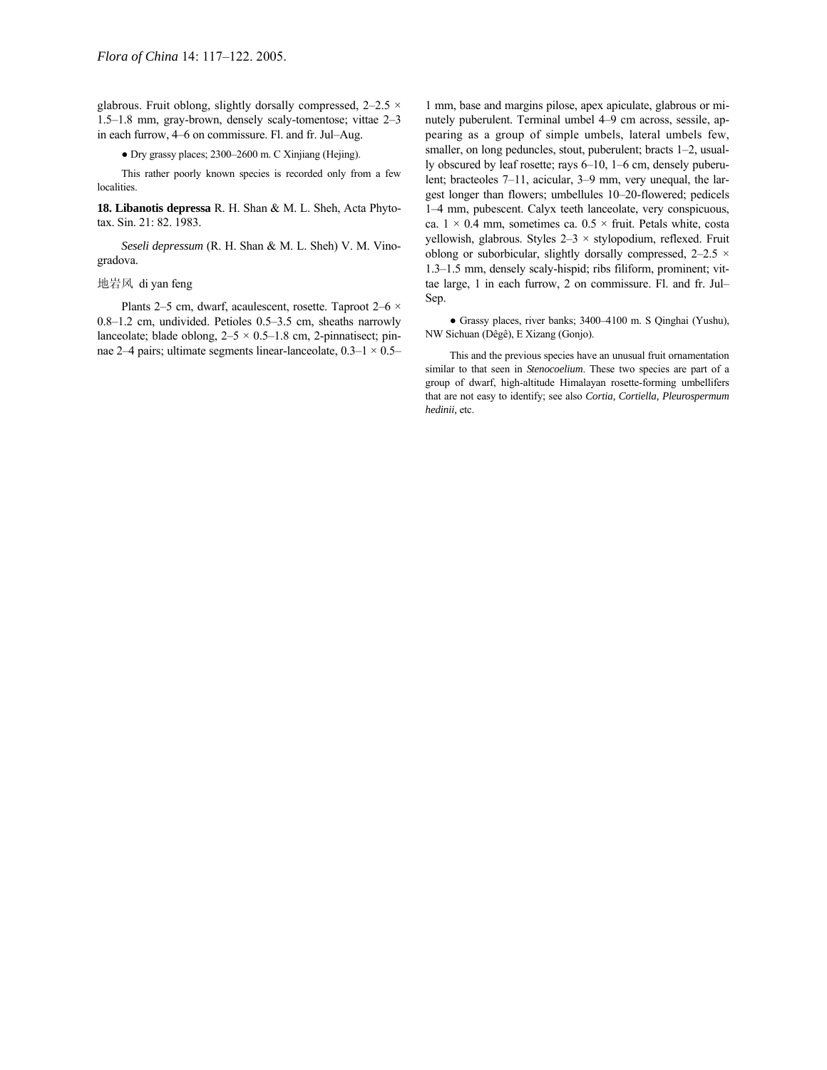glabrous. Fruit oblong, slightly dorsally compressed, 2–2.5 × 1.5–1.8 mm, gray-brown, densely scaly-tomentose; vittae 2–3 in each furrow, 4–6 on commissure. Fl. and fr. Jul–Aug.

● Dry grassy places; 2300–2600 m. C Xinjiang (Hejing).

This rather poorly known species is recorded only from a few localities.

**18. Libanotis depressa** R. H. Shan & M. L. Sheh, Acta Phytotax. Sin. 21: 82. 1983.

*Seseli depressum* (R. H. Shan & M. L. Sheh) V. M. Vinogradova.

地岩风 di yan feng

Plants 2–5 cm, dwarf, acaulescent, rosette. Taproot 2–6 × 0.8–1.2 cm, undivided. Petioles 0.5–3.5 cm, sheaths narrowly lanceolate; blade oblong, 2–5 × 0.5–1.8 cm, 2-pinnatisect; pinnae 2–4 pairs; ultimate segments linear-lanceolate, 0.3–1 × 0.5–1 mm, base and margins pilose, apex apiculate, glabrous or minutely puberulent. Terminal umbel 4–9 cm across, sessile, appearing as a group of simple umbels, lateral umbels few, smaller, on long peduncles, stout, puberulent; bracts 1–2, usually obscured by leaf rosette; rays 6–10, 1–6 cm, densely puberulent; bracteoles 7–11, acicular, 3–9 mm, very unequal, the largest longer than flowers; umbellules 10–20-flowered; pedicels 1–4 mm, pubescent. Calyx teeth lanceolate, very conspicuous, ca. 1 × 0.4 mm, sometimes ca. 0.5 × fruit. Petals white, costa yellowish, glabrous. Styles 2–3 × stylopodium, reflexed. Fruit oblong or suborbicular, slightly dorsally compressed, 2–2.5 × 1.3–1.5 mm, densely scaly-hispid; ribs filiform, prominent; vittae large, 1 in each furrow, 2 on commissure. Fl. and fr. Jul–Sep.

● Grassy places, river banks; 3400–4100 m. S Qinghai (Yushu), NW Sichuan (Dêgê), E Xizang (Gonjo).

This and the previous species have an unusual fruit ornamentation similar to that seen in *Stenocoelium*. These two species are part of a group of dwarf, high-altitude Himalayan rosette-forming umbellifers that are not easy to identify; see also *Cortia, Cortiella, Pleurospermum hedinii*, etc.